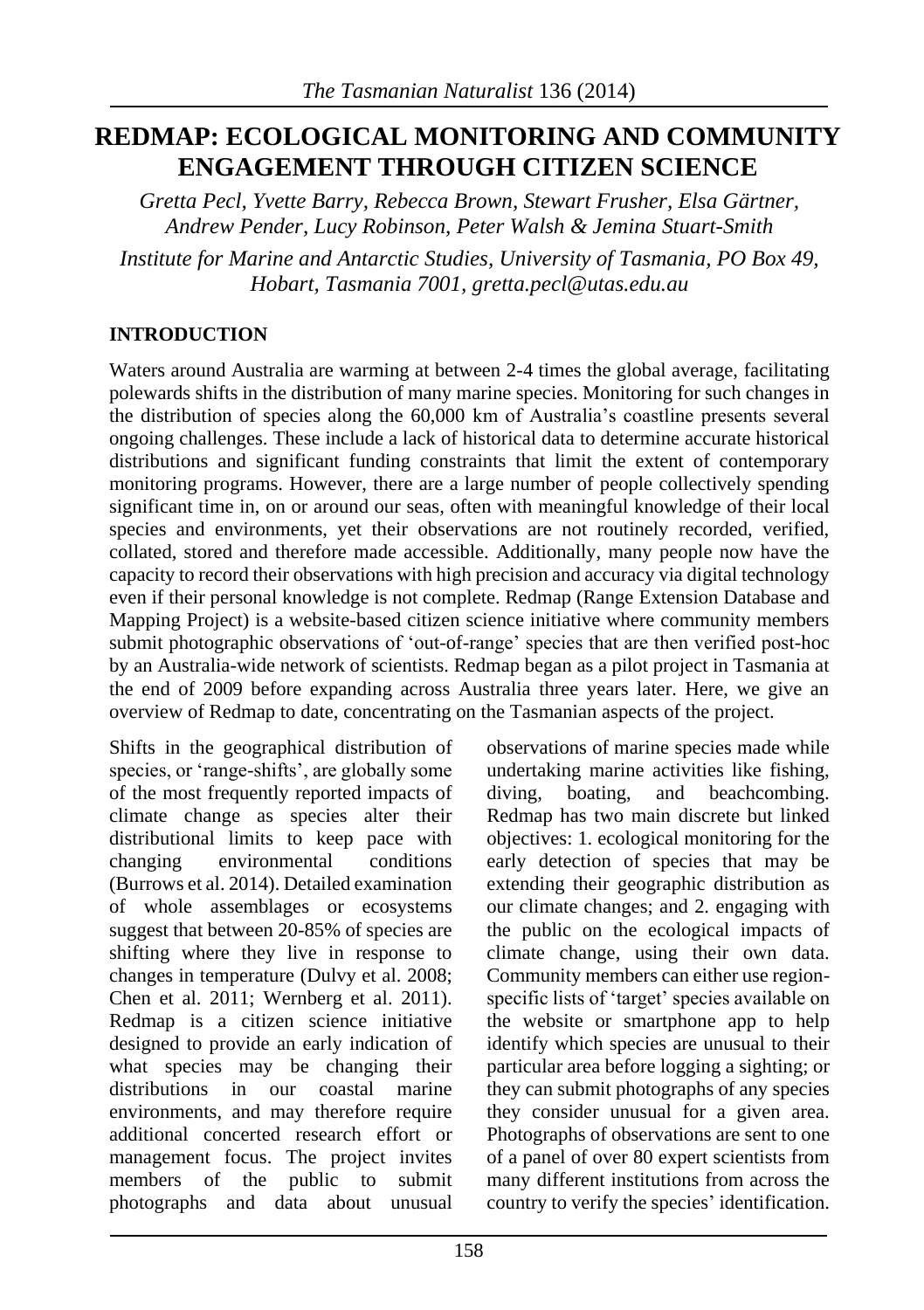# REDMAP: ECOLOGICAL MONITORING AND COMMUNITY ENGAGEMENT THROUGH CITIZEN SCIENCE

*Gretta Pecl, Yvette Barry, Rebecca Brown, Stewart Frusher, Elsa Gärtner, Andrew Pender, Lucy Robinson, Peter Walsh & Jemina Stuart-Smith*

*Institute for Marine and Antarctic Studies, University of Tasmania, PO Box 49, Hobart, Tasmania 7001, gretta.pecl@utas.edu.au*

## INTRODUCTION

Waters around Australia are warming at between 2-4 times the global average, facilitating polewards shifts in the distribution of many marine species. Monitoring for such changes in the distribution of species along the 60,000 km of Australia's coastline presents several ongoing challenges. These include a lack of historical data to determine accurate historical distributions and significant funding constraints that limit the extent of contemporary monitoring programs. However, there are a large number of people collectively spending significant time in, on or around our seas, often with meaningful knowledge of their local species and environments, yet their observations are not routinely recorded, verified, collated, stored and therefore made accessible. Additionally, many people now have the capacity to record their observations with high precision and accuracy via digital technology even if their personal knowledge is not complete. Redmap (Range Extension Database and Mapping Project) is a website-based citizen science initiative where community members submit photographic observations of 'out-of-range' species that are then verified post-hoc by an Australia-wide network of scientists. Redmap began as a pilot project in Tasmania at the end of 2009 before expanding across Australia three years later. Here, we give an overview of Redmap to date, concentrating on the Tasmanian aspects of the project.

Shifts in the geographical distribution of species, or 'range-shifts', are globally some of the most frequently reported impacts of climate change as species alter their distributional limits to keep pace with changing environmental conditions (Burrows et al. 2014). Detailed examination of whole assemblages or ecosystems suggest that between 20-85% of species are shifting where they live in response to changes in temperature (Dulvy et al. 2008; Chen et al. 2011; Wernberg et al. 2011). Redmap is a citizen science initiative designed to provide an early indication of what species may be changing their distributions in our coastal marine environments, and may therefore require additional concerted research effort or management focus. The project invites members of the public to submit photographs and data about unusual observations of marine species made while undertaking marine activities like fishing, diving, boating, and beachcombing. Redmap has two main discrete but linked objectives: 1. ecological monitoring for the early detection of species that may be extending their geographic distribution as our climate changes; and 2. engaging with the public on the ecological impacts of climate change, using their own data. Community members can either use region-specific lists of 'target' species available on the website or smartphone app to help identify which species are unusual to their particular area before logging a sighting; or they can submit photographs of any species they consider unusual for a given area. Photographs of observations are sent to one of a panel of over 80 expert scientists from many different institutions from across the country to verify the species' identification.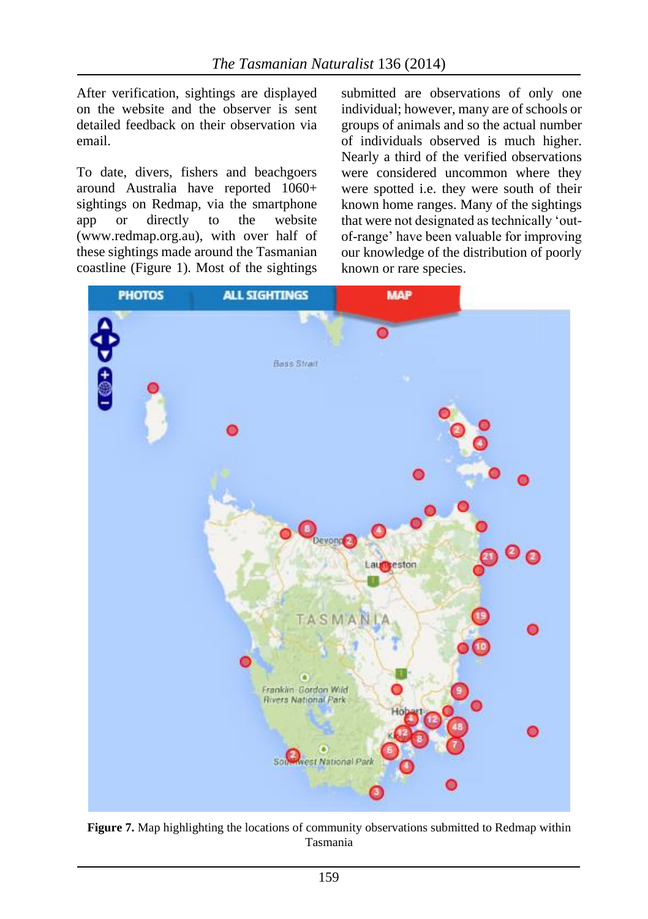After verification, sightings are displayed on the website and the observer is sent detailed feedback on their observation via email.

To date, divers, fishers and beachgoers around Australia have reported 1060+ sightings on Redmap, via the smartphone app or directly to the website (www.redmap.org.au), with over half of these sightings made around the Tasmanian coastline (Figure 1). Most of the sightings submitted are observations of only one individual; however, many are of schools or groups of animals and so the actual number of individuals observed is much higher. Nearly a third of the verified observations were considered uncommon where they were spotted i.e. they were south of their known home ranges. Many of the sightings that were not designated as technically 'out-of-range' have been valuable for improving our knowledge of the distribution of poorly known or rare species.

**Figure 7.** Map highlighting the locations of community observations submitted to Redmap within Tasmania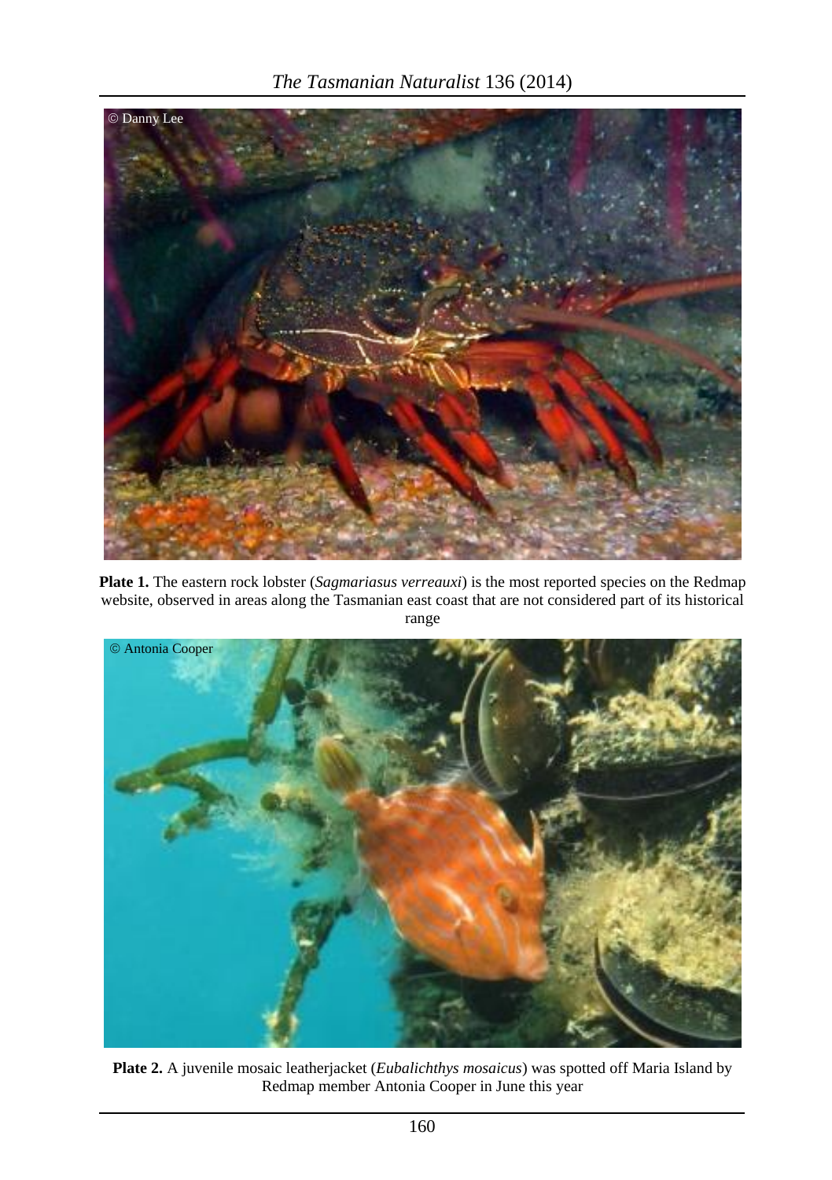**Plate 1.** The eastern rock lobster (*Sagmariasus verreauxi*) is the most reported species on the Redmap website, observed in areas along the Tasmanian east coast that are not considered part of its historical range

**Plate 2.** A juvenile mosaic leatherjacket (*Eubalichthys mosaicus*) was spotted off Maria Island by Redmap member Antonia Cooper in June this year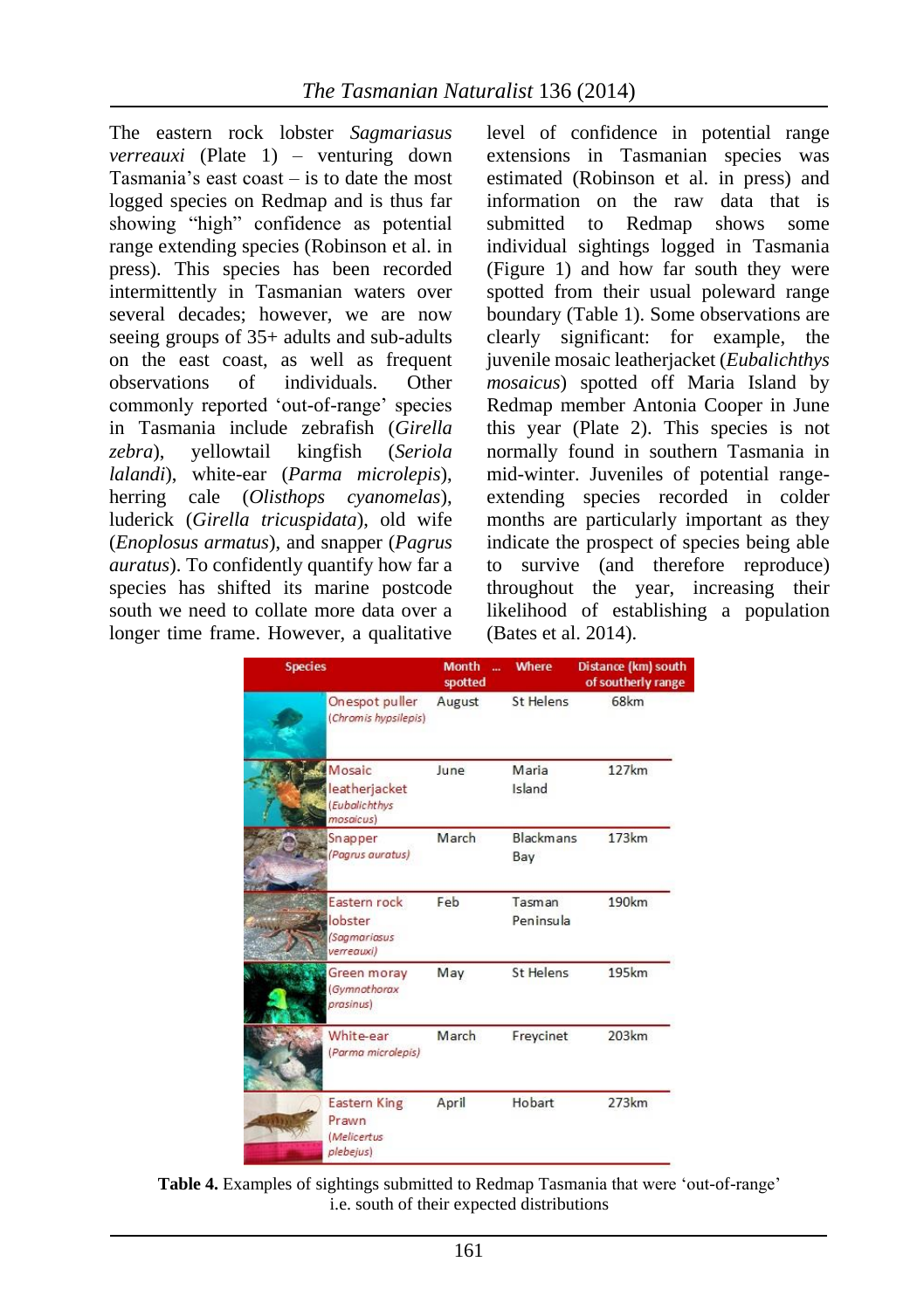The eastern rock lobster *Sagmariasus verreauxi* (Plate 1) – venturing down Tasmania's east coast – is to date the most logged species on Redmap and is thus far showing "high" confidence as potential range extending species (Robinson et al. in press). This species has been recorded intermittently in Tasmanian waters over several decades; however, we are now seeing groups of 35+ adults and sub-adults on the east coast, as well as frequent observations of individuals. Other commonly reported 'out-of-range' species in Tasmania include zebrafish (*Girella zebra*), yellowtail kingfish (*Seriola lalandi*), white-ear (*Parma microlepis*), herring cale (*Olisthops cyanomelas*), luderick (*Girella tricuspidata*), old wife (*Enoplosus armatus*), and snapper (*Pagrus auratus*). To confidently quantify how far a species has shifted its marine postcode south we need to collate more data over a longer time frame. However, a qualitative level of confidence in potential range extensions in Tasmanian species was estimated (Robinson et al. in press) and information on the raw data that is submitted to Redmap shows some individual sightings logged in Tasmania (Figure 1) and how far south they were spotted from their usual poleward range boundary (Table 1). Some observations are clearly significant: for example, the juvenile mosaic leatherjacket (*Eubalichthys mosaicus*) spotted off Maria Island by Redmap member Antonia Cooper in June this year (Plate 2). This species is not normally found in southern Tasmania in mid-winter. Juveniles of potential range-extending species recorded in colder months are particularly important as they indicate the prospect of species being able to survive (and therefore reproduce) throughout the year, increasing their likelihood of establishing a population (Bates et al. 2014).

| Species | Month spotted | Where | Distance (km) south of southerly range |
|---|---|---|---|
| Onespot puller (*Chromis hypsilepis*) | August | St Helens | 68km |
| Mosaic leatherjacket (*Eubalichthys mosaicus*) | June | Maria Island | 127km |
| Snapper (*Pagrus auratus*) | March | Blackmans Bay | 173km |
| Eastern rock lobster (*Sagmariasus verreauxi*) | Feb | Tasman Peninsula | 190km |
| Green moray (*Gymnothorax prasinus*) | May | St Helens | 195km |
| White-ear (*Parma microlepis*) | March | Freycinet | 203km |
| Eastern King Prawn (*Melicertus plebejus*) | April | Hobart | 273km |

**Table 4.** Examples of sightings submitted to Redmap Tasmania that were 'out-of-range' i.e. south of their expected distributions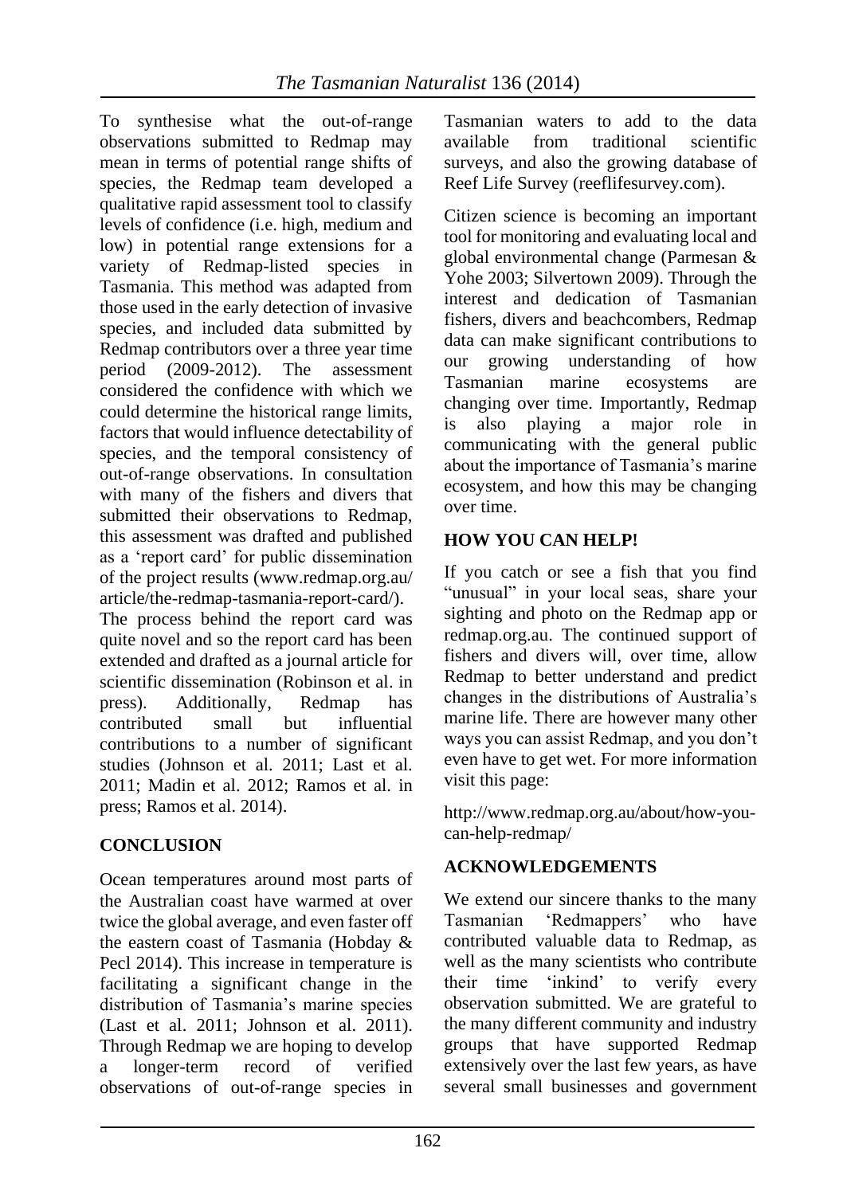To synthesise what the out-of-range observations submitted to Redmap may mean in terms of potential range shifts of species, the Redmap team developed a qualitative rapid assessment tool to classify levels of confidence (i.e. high, medium and low) in potential range extensions for a variety of Redmap-listed species in Tasmania. This method was adapted from those used in the early detection of invasive species, and included data submitted by Redmap contributors over a three year time period (2009-2012). The assessment considered the confidence with which we could determine the historical range limits, factors that would influence detectability of species, and the temporal consistency of out-of-range observations. In consultation with many of the fishers and divers that submitted their observations to Redmap, this assessment was drafted and published as a 'report card' for public dissemination of the project results (www.redmap.org.au/article/the-redmap-tasmania-report-card/).

The process behind the report card was quite novel and so the report card has been extended and drafted as a journal article for scientific dissemination (Robinson et al. in press). Additionally, Redmap has contributed small but influential contributions to a number of significant studies (Johnson et al. 2011; Last et al. 2011; Madin et al. 2012; Ramos et al. in press; Ramos et al. 2014).

## CONCLUSION

Ocean temperatures around most parts of the Australian coast have warmed at over twice the global average, and even faster off the eastern coast of Tasmania (Hobday & Pecl 2014). This increase in temperature is facilitating a significant change in the distribution of Tasmania's marine species (Last et al. 2011; Johnson et al. 2011). Through Redmap we are hoping to develop a longer-term record of verified observations of out-of-range species in Tasmanian waters to add to the data available from traditional scientific surveys, and also the growing database of Reef Life Survey (reeflifesurvey.com).

Citizen science is becoming an important tool for monitoring and evaluating local and global environmental change (Parmesan & Yohe 2003; Silvertown 2009). Through the interest and dedication of Tasmanian fishers, divers and beachcombers, Redmap data can make significant contributions to our growing understanding of how Tasmanian marine ecosystems are changing over time. Importantly, Redmap is also playing a major role in communicating with the general public about the importance of Tasmania's marine ecosystem, and how this may be changing over time.

## HOW YOU CAN HELP!

If you catch or see a fish that you find "unusual" in your local seas, share your sighting and photo on the Redmap app or redmap.org.au. The continued support of fishers and divers will, over time, allow Redmap to better understand and predict changes in the distributions of Australia's marine life. There are however many other ways you can assist Redmap, and you don't even have to get wet. For more information visit this page:

http://www.redmap.org.au/about/how-you-can-help-redmap/

## ACKNOWLEDGEMENTS

We extend our sincere thanks to the many Tasmanian 'Redmappers' who have contributed valuable data to Redmap, as well as the many scientists who contribute their time 'inkind' to verify every observation submitted. We are grateful to the many different community and industry groups that have supported Redmap extensively over the last few years, as have several small businesses and government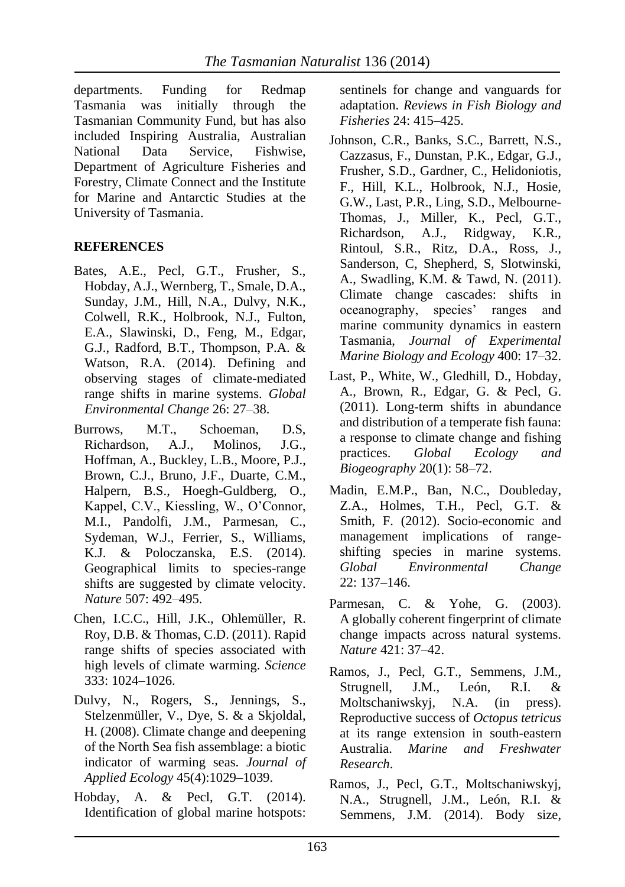departments. Funding for Redmap Tasmania was initially through the Tasmanian Community Fund, but has also included Inspiring Australia, Australian National Data Service, Fishwise, Department of Agriculture Fisheries and Forestry, Climate Connect and the Institute for Marine and Antarctic Studies at the University of Tasmania.

## REFERENCES

Bates, A.E., Pecl, G.T., Frusher, S., Hobday, A.J., Wernberg, T., Smale, D.A., Sunday, J.M., Hill, N.A., Dulvy, N.K., Colwell, R.K., Holbrook, N.J., Fulton, E.A., Slawinski, D., Feng, M., Edgar, G.J., Radford, B.T., Thompson, P.A. & Watson, R.A. (2014). Defining and observing stages of climate-mediated range shifts in marine systems. *Global Environmental Change* 26: 27–38.

Burrows, M.T., Schoeman, D.S, Richardson, A.J., Molinos, J.G., Hoffman, A., Buckley, L.B., Moore, P.J., Brown, C.J., Bruno, J.F., Duarte, C.M., Halpern, B.S., Hoegh-Guldberg, O., Kappel, C.V., Kiessling, W., O'Connor, M.I., Pandolfi, J.M., Parmesan, C., Sydeman, W.J., Ferrier, S., Williams, K.J. & Poloczanska, E.S. (2014). Geographical limits to species-range shifts are suggested by climate velocity. *Nature* 507: 492–495.

Chen, I.C.C., Hill, J.K., Ohlemüller, R. Roy, D.B. & Thomas, C.D. (2011). Rapid range shifts of species associated with high levels of climate warming. *Science* 333: 1024–1026.

Dulvy, N., Rogers, S., Jennings, S., Stelzenmüller, V., Dye, S. & a Skjoldal, H. (2008). Climate change and deepening of the North Sea fish assemblage: a biotic indicator of warming seas. *Journal of Applied Ecology* 45(4):1029–1039.

Hobday, A. & Pecl, G.T. (2014). Identification of global marine hotspots: sentinels for change and vanguards for adaptation. *Reviews in Fish Biology and Fisheries* 24: 415–425.

Johnson, C.R., Banks, S.C., Barrett, N.S., Cazzasus, F., Dunstan, P.K., Edgar, G.J., Frusher, S.D., Gardner, C., Helidoniotis, F., Hill, K.L., Holbrook, N.J., Hosie, G.W., Last, P.R., Ling, S.D., Melbourne-Thomas, J., Miller, K., Pecl, G.T., Richardson, A.J., Ridgway, K.R., Rintoul, S.R., Ritz, D.A., Ross, J., Sanderson, C, Shepherd, S, Slotwinski, A., Swadling, K.M. & Tawd, N. (2011). Climate change cascades: shifts in oceanography, species' ranges and marine community dynamics in eastern Tasmania, *Journal of Experimental Marine Biology and Ecology* 400: 17–32.

Last, P., White, W., Gledhill, D., Hobday, A., Brown, R., Edgar, G. & Pecl, G. (2011). Long-term shifts in abundance and distribution of a temperate fish fauna: a response to climate change and fishing practices. *Global Ecology and Biogeography* 20(1): 58–72.

Madin, E.M.P., Ban, N.C., Doubleday, Z.A., Holmes, T.H., Pecl, G.T. & Smith, F. (2012). Socio-economic and management implications of range-shifting species in marine systems. *Global Environmental Change* 22: 137–146.

Parmesan, C. & Yohe, G. (2003). A globally coherent fingerprint of climate change impacts across natural systems. *Nature* 421: 37–42.

Ramos, J., Pecl, G.T., Semmens, J.M., Strugnell, J.M., León, R.I. & Moltschaniwskyj, N.A. (in press). Reproductive success of *Octopus tetricus* at its range extension in south-eastern Australia. *Marine and Freshwater Research*.

Ramos, J., Pecl, G.T., Moltschaniwskyj, N.A., Strugnell, J.M., León, R.I. & Semmens, J.M. (2014). Body size,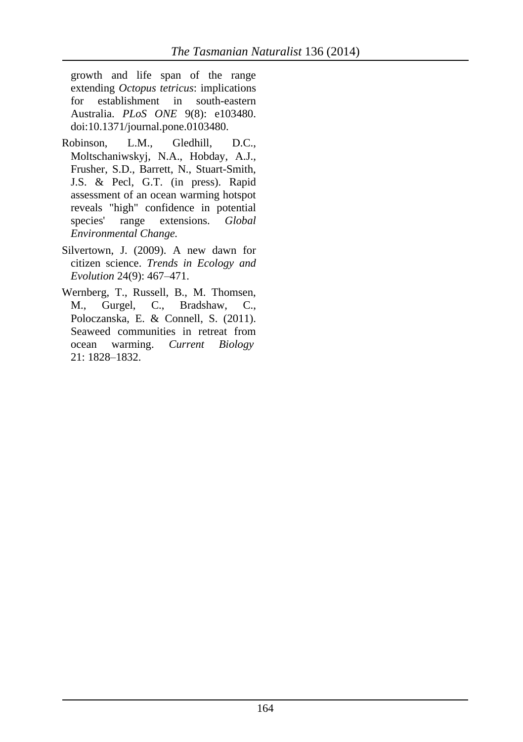growth and life span of the range extending *Octopus tetricus*: implications for establishment in south-eastern Australia. *PLoS ONE* 9(8): e103480. doi:10.1371/journal.pone.0103480.

Robinson, L.M., Gledhill, D.C., Moltschaniwskyj, N.A., Hobday, A.J., Frusher, S.D., Barrett, N., Stuart-Smith, J.S. & Pecl, G.T. (in press). Rapid assessment of an ocean warming hotspot reveals "high" confidence in potential species' range extensions. *Global Environmental Change.*

Silvertown, J. (2009). A new dawn for citizen science. *Trends in Ecology and Evolution* 24(9): 467–471.

Wernberg, T., Russell, B., M. Thomsen, M., Gurgel, C., Bradshaw, C., Poloczanska, E. & Connell, S. (2011). Seaweed communities in retreat from ocean warming. *Current Biology* 21: 1828–1832.